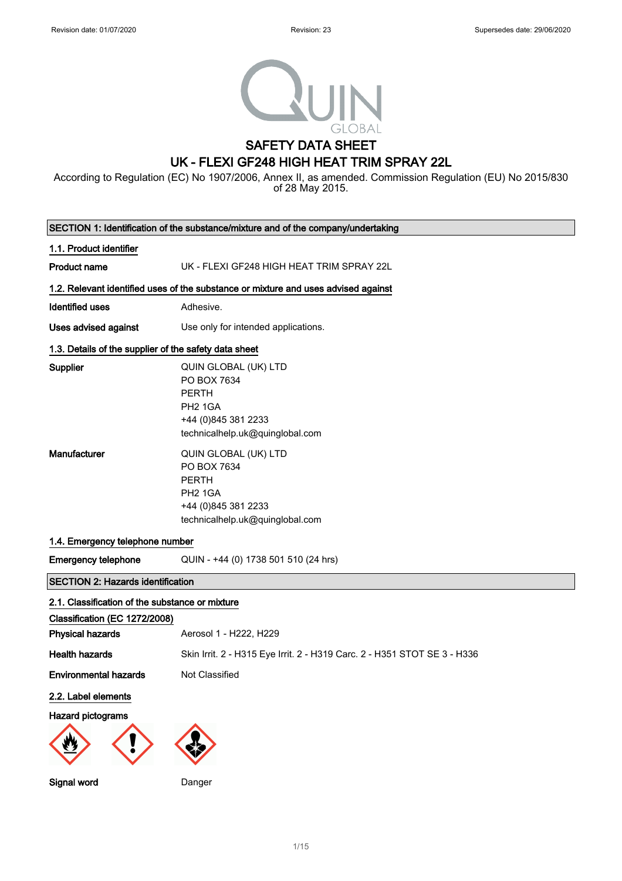# SAFETY DATA SHEET

## UK - FLEXI GF248 HIGH HEAT TRIM SPRAY 22L

According to Regulation (EC) No 1907/2006, Annex II, as amended. Commission Regulation (EU) No 2015/830 of 28 May 2015.

### SECTION 1: Identification of the substance/mixture and of the company/undertaking

**1.1. Product identifier**

| | |
|---|---|
| **Product name** | UK - FLEXI GF248 HIGH HEAT TRIM SPRAY 22L |

**1.2. Relevant identified uses of the substance or mixture and uses advised against**

| | |
|---|---|
| **Identified uses** | Adhesive. |
| **Uses advised against** | Use only for intended applications. |

**1.3. Details of the supplier of the safety data sheet**

| | |
|---|---|
| **Supplier** | QUIN GLOBAL (UK) LTD<br>PO BOX 7634<br>PERTH<br>PH2 1GA<br>+44 (0)845 381 2233<br>technicalhelp.uk@quinglobal.com |
| **Manufacturer** | QUIN GLOBAL (UK) LTD<br>PO BOX 7634<br>PERTH<br>PH2 1GA<br>+44 (0)845 381 2233<br>technicalhelp.uk@quinglobal.com |

**1.4. Emergency telephone number**

| | |
|---|---|
| **Emergency telephone** | QUIN - +44 (0) 1738 501 510 (24 hrs) |

### SECTION 2: Hazards identification

**2.1. Classification of the substance or mixture**

**Classification (EC 1272/2008)**

| | |
|---|---|
| **Physical hazards** | Aerosol 1 - H222, H229 |
| **Health hazards** | Skin Irrit. 2 - H315 Eye Irrit. 2 - H319 Carc. 2 - H351 STOT SE 3 - H336 |
| **Environmental hazards** | Not Classified |

**2.2. Label elements**

**Hazard pictograms**

| | |
|---|---|
| **Signal word** | Danger |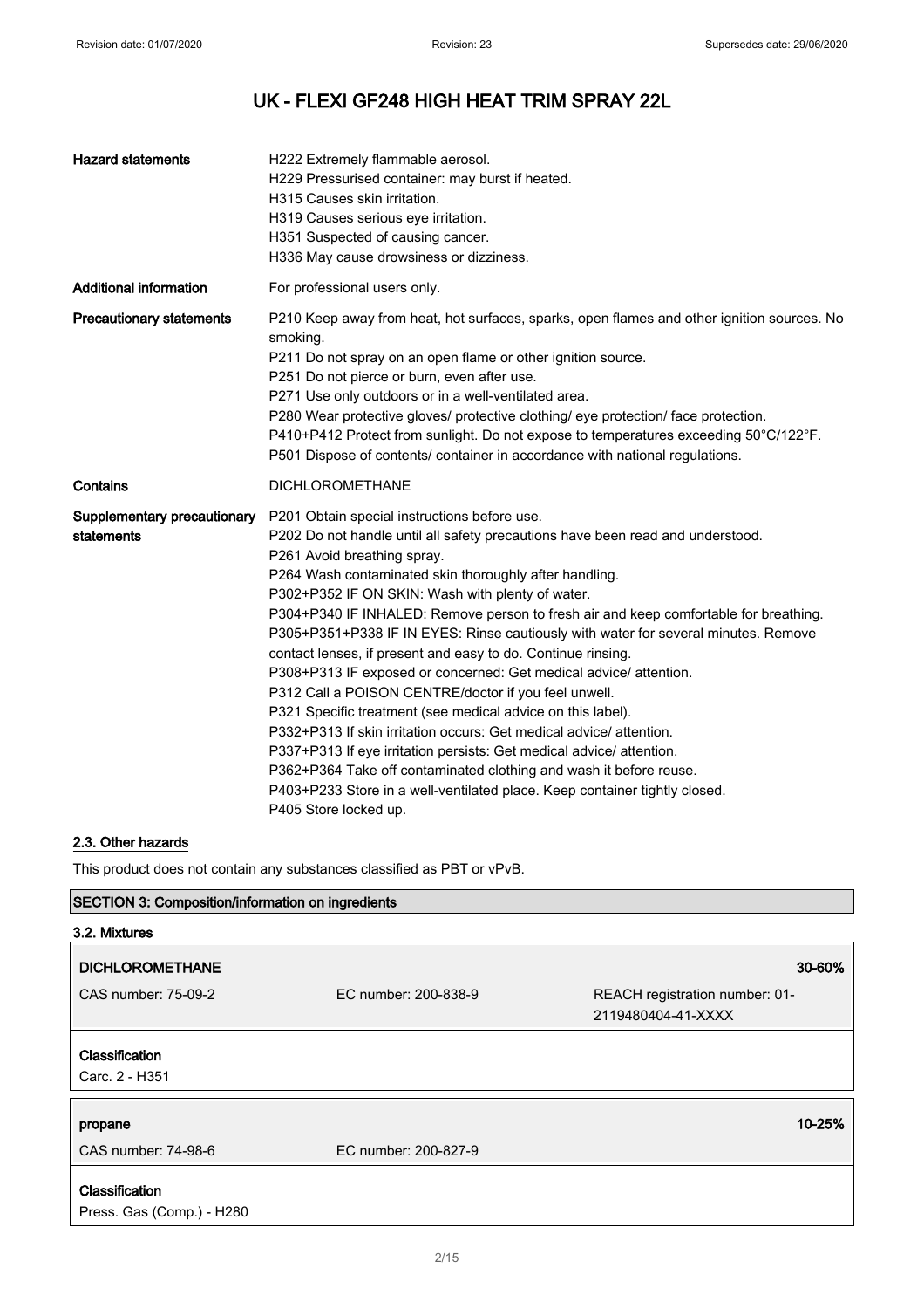| | |
|---|---|
| **Hazard statements** | H222 Extremely flammable aerosol.<br>H229 Pressurised container: may burst if heated.<br>H315 Causes skin irritation.<br>H319 Causes serious eye irritation.<br>H351 Suspected of causing cancer.<br>H336 May cause drowsiness or dizziness. |
| **Additional information** | For professional users only. |
| **Precautionary statements** | P210 Keep away from heat, hot surfaces, sparks, open flames and other ignition sources. No smoking.<br>P211 Do not spray on an open flame or other ignition source.<br>P251 Do not pierce or burn, even after use.<br>P271 Use only outdoors or in a well-ventilated area.<br>P280 Wear protective gloves/ protective clothing/ eye protection/ face protection.<br>P410+P412 Protect from sunlight. Do not expose to temperatures exceeding 50°C/122°F.<br>P501 Dispose of contents/ container in accordance with national regulations. |
| **Contains** | DICHLOROMETHANE |
| **Supplementary precautionary statements** | P201 Obtain special instructions before use.<br>P202 Do not handle until all safety precautions have been read and understood.<br>P261 Avoid breathing spray.<br>P264 Wash contaminated skin thoroughly after handling.<br>P302+P352 IF ON SKIN: Wash with plenty of water.<br>P304+P340 IF INHALED: Remove person to fresh air and keep comfortable for breathing.<br>P305+P351+P338 IF IN EYES: Rinse cautiously with water for several minutes. Remove contact lenses, if present and easy to do. Continue rinsing.<br>P308+P313 IF exposed or concerned: Get medical advice/ attention.<br>P312 Call a POISON CENTRE/doctor if you feel unwell.<br>P321 Specific treatment (see medical advice on this label).<br>P332+P313 If skin irritation occurs: Get medical advice/ attention.<br>P337+P313 If eye irritation persists: Get medical advice/ attention.<br>P362+P364 Take off contaminated clothing and wash it before reuse.<br>P403+P233 Store in a well-ventilated place. Keep container tightly closed.<br>P405 Store locked up. |

### 2.3. Other hazards

This product does not contain any substances classified as PBT or vPvB.

## SECTION 3: Composition/information on ingredients

### 3.2. Mixtures

| **DICHLOROMETHANE** | | **30-60%** |
|---|---|---|
| CAS number: 75-09-2 | EC number: 200-838-9 | REACH registration number: 01-2119480404-41-XXXX |

**Classification**
Carc. 2 - H351

| **propane** | | **10-25%** |
|---|---|---|
| CAS number: 74-98-6 | EC number: 200-827-9 | |

**Classification**
Press. Gas (Comp.) - H280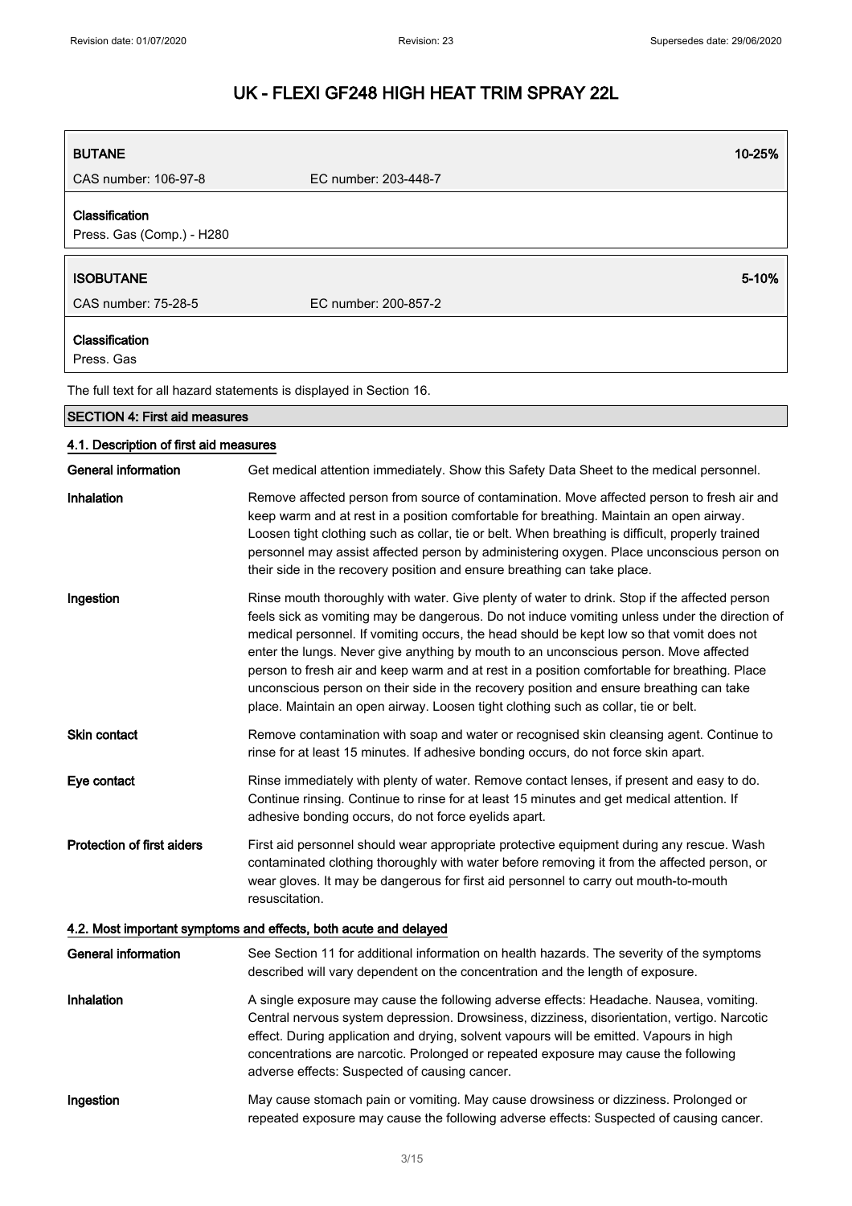| BUTANE | | 10-25% |
|---|---|---|
| CAS number: 106-97-8 | EC number: 203-448-7 | |
| **Classification**<br>Press. Gas (Comp.) - H280 | | |

| ISOBUTANE | | 5-10% |
|---|---|---|
| CAS number: 75-28-5 | EC number: 200-857-2 | |
| **Classification**<br>Press. Gas | | |

The full text for all hazard statements is displayed in Section 16.

## SECTION 4: First aid measures

### 4.1. Description of first aid measures

**General information** Get medical attention immediately. Show this Safety Data Sheet to the medical personnel.

**Inhalation** Remove affected person from source of contamination. Move affected person to fresh air and keep warm and at rest in a position comfortable for breathing. Maintain an open airway. Loosen tight clothing such as collar, tie or belt. When breathing is difficult, properly trained personnel may assist affected person by administering oxygen. Place unconscious person on their side in the recovery position and ensure breathing can take place.

**Ingestion** Rinse mouth thoroughly with water. Give plenty of water to drink. Stop if the affected person feels sick as vomiting may be dangerous. Do not induce vomiting unless under the direction of medical personnel. If vomiting occurs, the head should be kept low so that vomit does not enter the lungs. Never give anything by mouth to an unconscious person. Move affected person to fresh air and keep warm and at rest in a position comfortable for breathing. Place unconscious person on their side in the recovery position and ensure breathing can take place. Maintain an open airway. Loosen tight clothing such as collar, tie or belt.

**Skin contact** Remove contamination with soap and water or recognised skin cleansing agent. Continue to rinse for at least 15 minutes. If adhesive bonding occurs, do not force skin apart.

**Eye contact** Rinse immediately with plenty of water. Remove contact lenses, if present and easy to do. Continue rinsing. Continue to rinse for at least 15 minutes and get medical attention. If adhesive bonding occurs, do not force eyelids apart.

**Protection of first aiders** First aid personnel should wear appropriate protective equipment during any rescue. Wash contaminated clothing thoroughly with water before removing it from the affected person, or wear gloves. It may be dangerous for first aid personnel to carry out mouth-to-mouth resuscitation.

### 4.2. Most important symptoms and effects, both acute and delayed

**General information** See Section 11 for additional information on health hazards. The severity of the symptoms described will vary dependent on the concentration and the length of exposure.

**Inhalation** A single exposure may cause the following adverse effects: Headache. Nausea, vomiting. Central nervous system depression. Drowsiness, dizziness, disorientation, vertigo. Narcotic effect. During application and drying, solvent vapours will be emitted. Vapours in high concentrations are narcotic. Prolonged or repeated exposure may cause the following adverse effects: Suspected of causing cancer.

**Ingestion** May cause stomach pain or vomiting. May cause drowsiness or dizziness. Prolonged or repeated exposure may cause the following adverse effects: Suspected of causing cancer.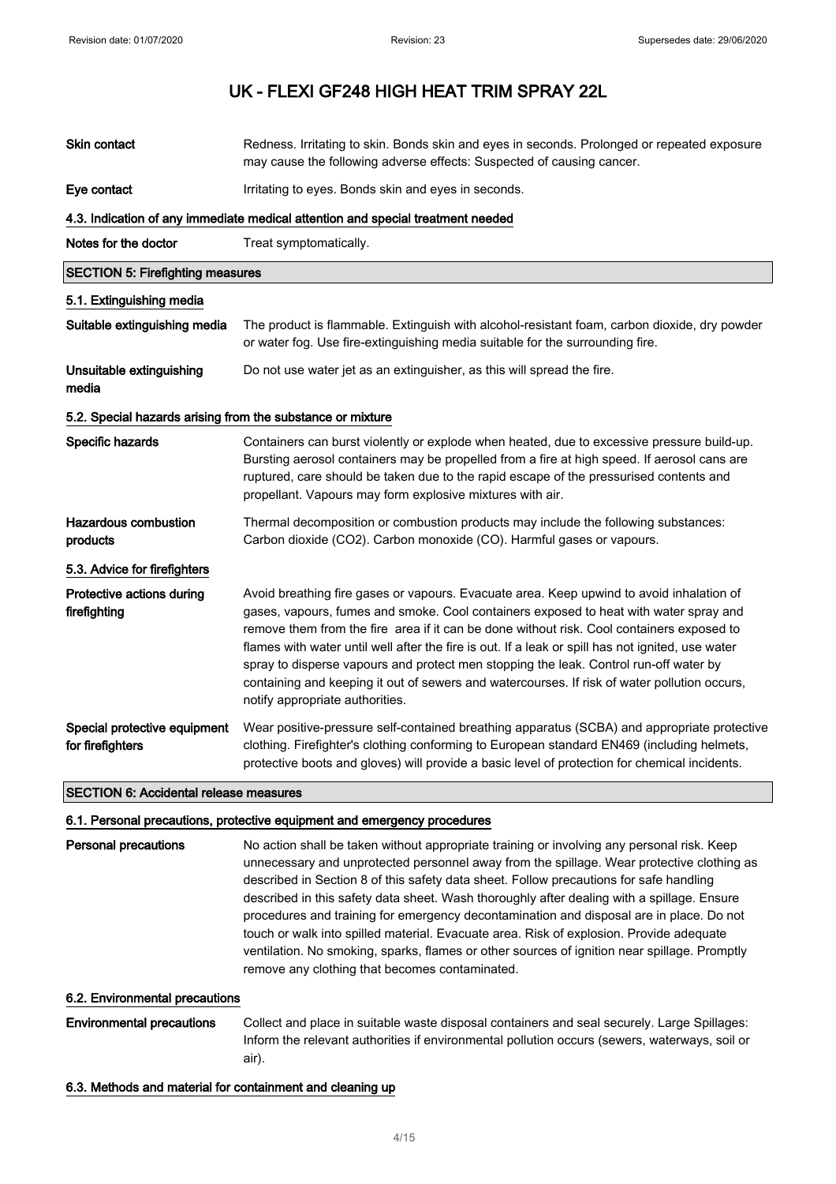# UK - FLEXI GF248 HIGH HEAT TRIM SPRAY 22L

| | |
|---|---|
| **Skin contact** | Redness. Irritating to skin. Bonds skin and eyes in seconds. Prolonged or repeated exposure may cause the following adverse effects: Suspected of causing cancer. |
| **Eye contact** | Irritating to eyes. Bonds skin and eyes in seconds. |

### 4.3. Indication of any immediate medical attention and special treatment needed

| | |
|---|---|
| **Notes for the doctor** | Treat symptomatically. |

## SECTION 5: Firefighting measures

### 5.1. Extinguishing media

| | |
|---|---|
| **Suitable extinguishing media** | The product is flammable. Extinguish with alcohol-resistant foam, carbon dioxide, dry powder or water fog. Use fire-extinguishing media suitable for the surrounding fire. |
| **Unsuitable extinguishing media** | Do not use water jet as an extinguisher, as this will spread the fire. |

### 5.2. Special hazards arising from the substance or mixture

| | |
|---|---|
| **Specific hazards** | Containers can burst violently or explode when heated, due to excessive pressure build-up. Bursting aerosol containers may be propelled from a fire at high speed. If aerosol cans are ruptured, care should be taken due to the rapid escape of the pressurised contents and propellant. Vapours may form explosive mixtures with air. |
| **Hazardous combustion products** | Thermal decomposition or combustion products may include the following substances: Carbon dioxide ($CO_2$). Carbon monoxide (CO). Harmful gases or vapours. |

### 5.3. Advice for firefighters

| | |
|---|---|
| **Protective actions during firefighting** | Avoid breathing fire gases or vapours. Evacuate area. Keep upwind to avoid inhalation of gases, vapours, fumes and smoke. Cool containers exposed to heat with water spray and remove them from the fire area if it can be done without risk. Cool containers exposed to flames with water until well after the fire is out. If a leak or spill has not ignited, use water spray to disperse vapours and protect men stopping the leak. Control run-off water by containing and keeping it out of sewers and watercourses. If risk of water pollution occurs, notify appropriate authorities. |
| **Special protective equipment for firefighters** | Wear positive-pressure self-contained breathing apparatus (SCBA) and appropriate protective clothing. Firefighter's clothing conforming to European standard EN469 (including helmets, protective boots and gloves) will provide a basic level of protection for chemical incidents. |

## SECTION 6: Accidental release measures

### 6.1. Personal precautions, protective equipment and emergency procedures

| | |
|---|---|
| **Personal precautions** | No action shall be taken without appropriate training or involving any personal risk. Keep unnecessary and unprotected personnel away from the spillage. Wear protective clothing as described in Section 8 of this safety data sheet. Follow precautions for safe handling described in this safety data sheet. Wash thoroughly after dealing with a spillage. Ensure procedures and training for emergency decontamination and disposal are in place. Do not touch or walk into spilled material. Evacuate area. Risk of explosion. Provide adequate ventilation. No smoking, sparks, flames or other sources of ignition near spillage. Promptly remove any clothing that becomes contaminated. |

### 6.2. Environmental precautions

| | |
|---|---|
| **Environmental precautions** | Collect and place in suitable waste disposal containers and seal securely. Large Spillages: Inform the relevant authorities if environmental pollution occurs (sewers, waterways, soil or air). |

### 6.3. Methods and material for containment and cleaning up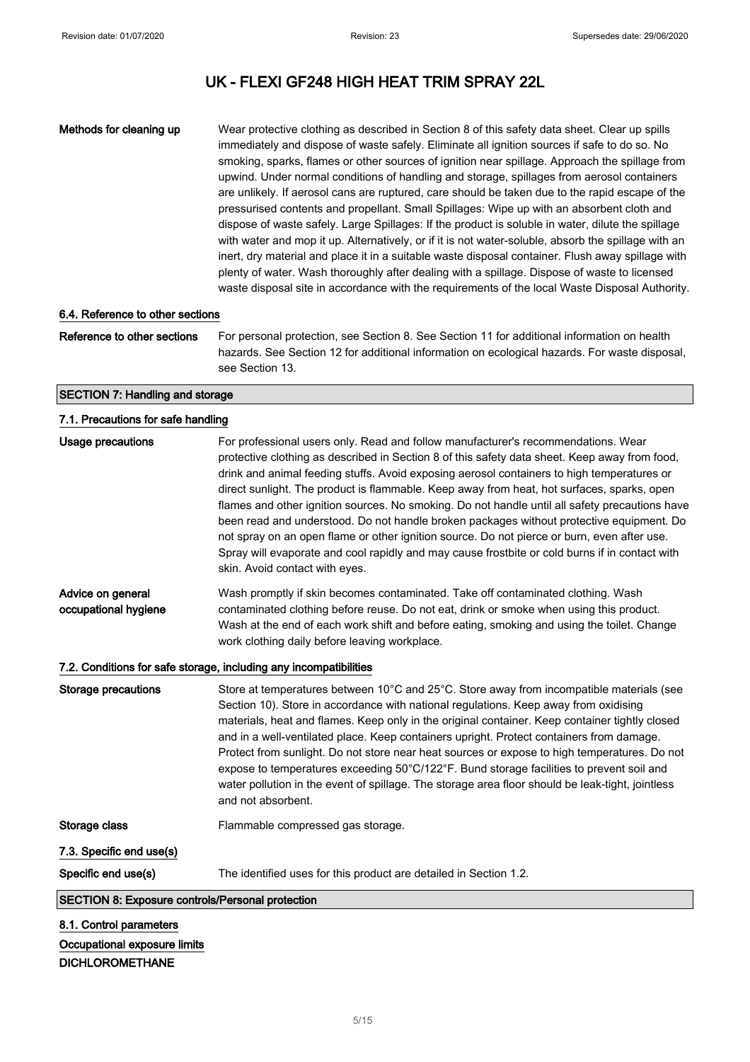**Methods for cleaning up**

Wear protective clothing as described in Section 8 of this safety data sheet. Clear up spills immediately and dispose of waste safely. Eliminate all ignition sources if safe to do so. No smoking, sparks, flames or other sources of ignition near spillage. Approach the spillage from upwind. Under normal conditions of handling and storage, spillages from aerosol containers are unlikely. If aerosol cans are ruptured, care should be taken due to the rapid escape of the pressurised contents and propellant. Small Spillages: Wipe up with an absorbent cloth and dispose of waste safely. Large Spillages: If the product is soluble in water, dilute the spillage with water and mop it up. Alternatively, or if it is not water-soluble, absorb the spillage with an inert, dry material and place it in a suitable waste disposal container. Flush away spillage with plenty of water. Wash thoroughly after dealing with a spillage. Dispose of waste to licensed waste disposal site in accordance with the requirements of the local Waste Disposal Authority.

### 6.4. Reference to other sections

**Reference to other sections**

For personal protection, see Section 8. See Section 11 for additional information on health hazards. See Section 12 for additional information on ecological hazards. For waste disposal, see Section 13.

## SECTION 7: Handling and storage

### 7.1. Precautions for safe handling

**Usage precautions**

For professional users only. Read and follow manufacturer's recommendations. Wear protective clothing as described in Section 8 of this safety data sheet. Keep away from food, drink and animal feeding stuffs. Avoid exposing aerosol containers to high temperatures or direct sunlight. The product is flammable. Keep away from heat, hot surfaces, sparks, open flames and other ignition sources. No smoking. Do not handle until all safety precautions have been read and understood. Do not handle broken packages without protective equipment. Do not spray on an open flame or other ignition source. Do not pierce or burn, even after use. Spray will evaporate and cool rapidly and may cause frostbite or cold burns if in contact with skin. Avoid contact with eyes.

**Advice on general occupational hygiene**

Wash promptly if skin becomes contaminated. Take off contaminated clothing. Wash contaminated clothing before reuse. Do not eat, drink or smoke when using this product. Wash at the end of each work shift and before eating, smoking and using the toilet. Change work clothing daily before leaving workplace.

### 7.2. Conditions for safe storage, including any incompatibilities

**Storage precautions**

Store at temperatures between 10°C and 25°C. Store away from incompatible materials (see Section 10). Store in accordance with national regulations. Keep away from oxidising materials, heat and flames. Keep only in the original container. Keep container tightly closed and in a well-ventilated place. Keep containers upright. Protect containers from damage. Protect from sunlight. Do not store near heat sources or expose to high temperatures. Do not expose to temperatures exceeding 50°C/122°F. Bund storage facilities to prevent soil and water pollution in the event of spillage. The storage area floor should be leak-tight, jointless and not absorbent.

**Storage class**

Flammable compressed gas storage.

### 7.3. Specific end use(s)

**Specific end use(s)**

The identified uses for this product are detailed in Section 1.2.

## SECTION 8: Exposure controls/Personal protection

### 8.1. Control parameters

**Occupational exposure limits**

**DICHLOROMETHANE**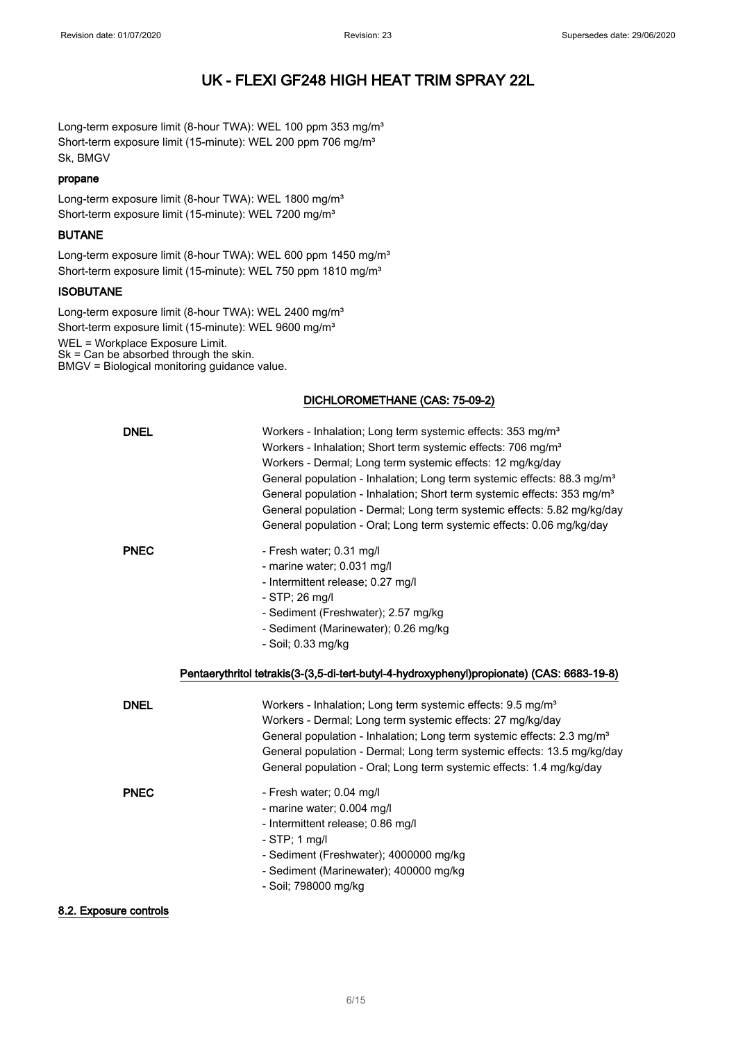Long-term exposure limit (8-hour TWA): WEL 100 ppm 353 mg/m³
Short-term exposure limit (15-minute): WEL 200 ppm 706 mg/m³
Sk, BMGV

**propane**

Long-term exposure limit (8-hour TWA): WEL 1800 mg/m³
Short-term exposure limit (15-minute): WEL 7200 mg/m³

**BUTANE**

Long-term exposure limit (8-hour TWA): WEL 600 ppm 1450 mg/m³
Short-term exposure limit (15-minute): WEL 750 ppm 1810 mg/m³

**ISOBUTANE**

Long-term exposure limit (8-hour TWA): WEL 2400 mg/m³
Short-term exposure limit (15-minute): WEL 9600 mg/m³

WEL = Workplace Exposure Limit.
Sk = Can be absorbed through the skin.
BMGV = Biological monitoring guidance value.

**DICHLOROMETHANE (CAS: 75-09-2)**

**DNEL**

Workers - Inhalation; Long term systemic effects: 353 mg/m³
Workers - Inhalation; Short term systemic effects: 706 mg/m³
Workers - Dermal; Long term systemic effects: 12 mg/kg/day
General population - Inhalation; Long term systemic effects: 88.3 mg/m³
General population - Inhalation; Short term systemic effects: 353 mg/m³
General population - Dermal; Long term systemic effects: 5.82 mg/kg/day
General population - Oral; Long term systemic effects: 0.06 mg/kg/day

**PNEC**

- Fresh water; 0.31 mg/l
- marine water; 0.031 mg/l
- Intermittent release; 0.27 mg/l
- STP; 26 mg/l
- Sediment (Freshwater); 2.57 mg/kg
- Sediment (Marinewater); 0.26 mg/kg
- Soil; 0.33 mg/kg

**Pentaerythritol tetrakis(3-(3,5-di-tert-butyl-4-hydroxyphenyl)propionate) (CAS: 6683-19-8)**

**DNEL**

Workers - Inhalation; Long term systemic effects: 9.5 mg/m³
Workers - Dermal; Long term systemic effects: 27 mg/kg/day
General population - Inhalation; Long term systemic effects: 2.3 mg/m³
General population - Dermal; Long term systemic effects: 13.5 mg/kg/day
General population - Oral; Long term systemic effects: 1.4 mg/kg/day

**PNEC**

- Fresh water; 0.04 mg/l
- marine water; 0.004 mg/l
- Intermittent release; 0.86 mg/l
- STP; 1 mg/l
- Sediment (Freshwater); 4000000 mg/kg
- Sediment (Marinewater); 400000 mg/kg
- Soil; 798000 mg/kg

**8.2. Exposure controls**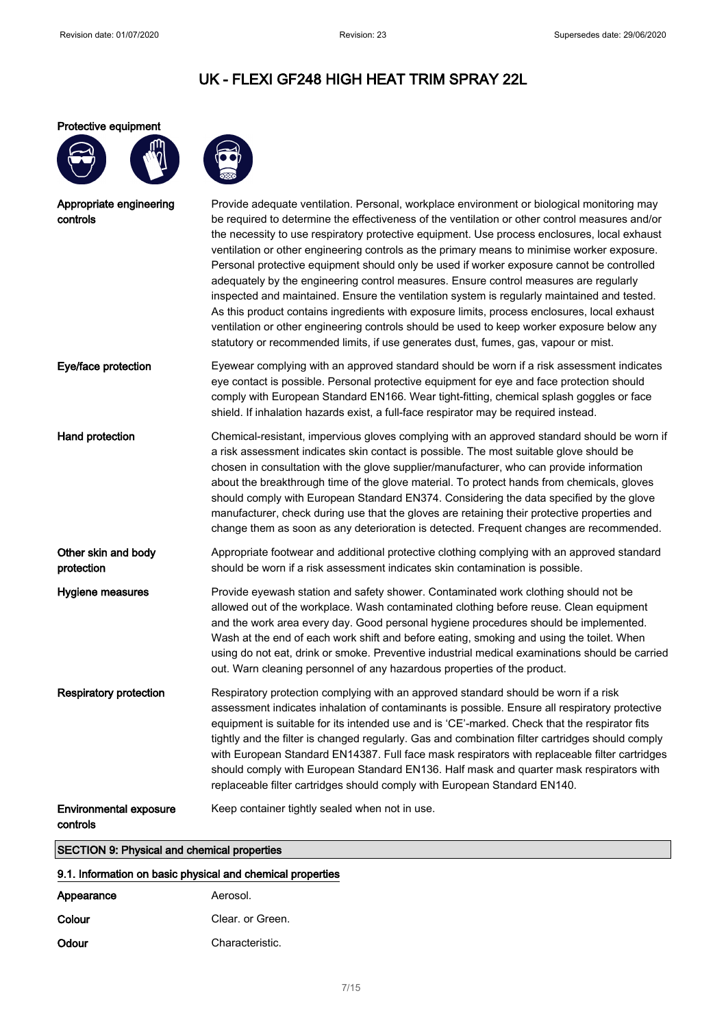# UK - FLEXI GF248 HIGH HEAT TRIM SPRAY 22L

**Protective equipment**

| | |
|---|---|
| **Appropriate engineering controls** | Provide adequate ventilation. Personal, workplace environment or biological monitoring may be required to determine the effectiveness of the ventilation or other control measures and/or the necessity to use respiratory protective equipment. Use process enclosures, local exhaust ventilation or other engineering controls as the primary means to minimise worker exposure. Personal protective equipment should only be used if worker exposure cannot be controlled adequately by the engineering control measures. Ensure control measures are regularly inspected and maintained. Ensure the ventilation system is regularly maintained and tested. As this product contains ingredients with exposure limits, process enclosures, local exhaust ventilation or other engineering controls should be used to keep worker exposure below any statutory or recommended limits, if use generates dust, fumes, gas, vapour or mist. |
| **Eye/face protection** | Eyewear complying with an approved standard should be worn if a risk assessment indicates eye contact is possible. Personal protective equipment for eye and face protection should comply with European Standard EN166. Wear tight-fitting, chemical splash goggles or face shield. If inhalation hazards exist, a full-face respirator may be required instead. |
| **Hand protection** | Chemical-resistant, impervious gloves complying with an approved standard should be worn if a risk assessment indicates skin contact is possible. The most suitable glove should be chosen in consultation with the glove supplier/manufacturer, who can provide information about the breakthrough time of the glove material. To protect hands from chemicals, gloves should comply with European Standard EN374. Considering the data specified by the glove manufacturer, check during use that the gloves are retaining their protective properties and change them as soon as any deterioration is detected. Frequent changes are recommended. |
| **Other skin and body protection** | Appropriate footwear and additional protective clothing complying with an approved standard should be worn if a risk assessment indicates skin contamination is possible. |
| **Hygiene measures** | Provide eyewash station and safety shower. Contaminated work clothing should not be allowed out of the workplace. Wash contaminated clothing before reuse. Clean equipment and the work area every day. Good personal hygiene procedures should be implemented. Wash at the end of each work shift and before eating, smoking and using the toilet. When using do not eat, drink or smoke. Preventive industrial medical examinations should be carried out. Warn cleaning personnel of any hazardous properties of the product. |
| **Respiratory protection** | Respiratory protection complying with an approved standard should be worn if a risk assessment indicates inhalation of contaminants is possible. Ensure all respiratory protective equipment is suitable for its intended use and is 'CE'-marked. Check that the respirator fits tightly and the filter is changed regularly. Gas and combination filter cartridges should comply with European Standard EN14387. Full face mask respirators with replaceable filter cartridges should comply with European Standard EN136. Half mask and quarter mask respirators with replaceable filter cartridges should comply with European Standard EN140. |
| **Environmental exposure controls** | Keep container tightly sealed when not in use. |

## SECTION 9: Physical and chemical properties

### 9.1. Information on basic physical and chemical properties

| | |
|---|---|
| **Appearance** | Aerosol. |
| **Colour** | Clear. or Green. |
| **Odour** | Characteristic. |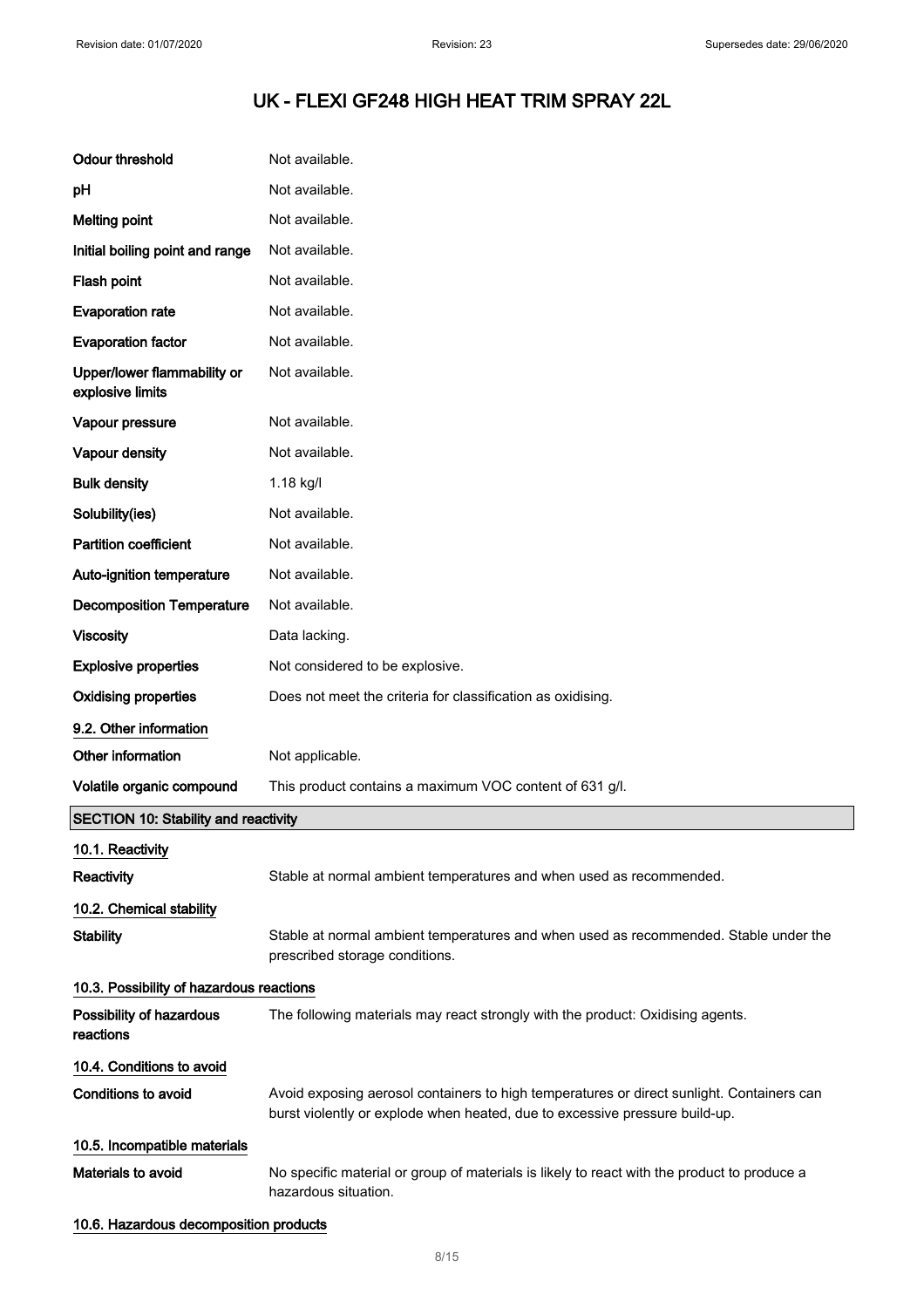| | |
|---|---|
| **Odour threshold** | Not available. |
| **pH** | Not available. |
| **Melting point** | Not available. |
| **Initial boiling point and range** | Not available. |
| **Flash point** | Not available. |
| **Evaporation rate** | Not available. |
| **Evaporation factor** | Not available. |
| **Upper/lower flammability or explosive limits** | Not available. |
| **Vapour pressure** | Not available. |
| **Vapour density** | Not available. |
| **Bulk density** | 1.18 kg/l |
| **Solubility(ies)** | Not available. |
| **Partition coefficient** | Not available. |
| **Auto-ignition temperature** | Not available. |
| **Decomposition Temperature** | Not available. |
| **Viscosity** | Data lacking. |
| **Explosive properties** | Not considered to be explosive. |
| **Oxidising properties** | Does not meet the criteria for classification as oxidising. |

### 9.2. Other information

| | |
|---|---|
| **Other information** | Not applicable. |
| **Volatile organic compound** | This product contains a maximum VOC content of 631 g/l. |

## SECTION 10: Stability and reactivity

### 10.1. Reactivity

**Reactivity** Stable at normal ambient temperatures and when used as recommended.

### 10.2. Chemical stability

**Stability** Stable at normal ambient temperatures and when used as recommended. Stable under the prescribed storage conditions.

### 10.3. Possibility of hazardous reactions

**Possibility of hazardous reactions** The following materials may react strongly with the product: Oxidising agents.

### 10.4. Conditions to avoid

**Conditions to avoid** Avoid exposing aerosol containers to high temperatures or direct sunlight. Containers can burst violently or explode when heated, due to excessive pressure build-up.

### 10.5. Incompatible materials

**Materials to avoid** No specific material or group of materials is likely to react with the product to produce a hazardous situation.

### 10.6. Hazardous decomposition products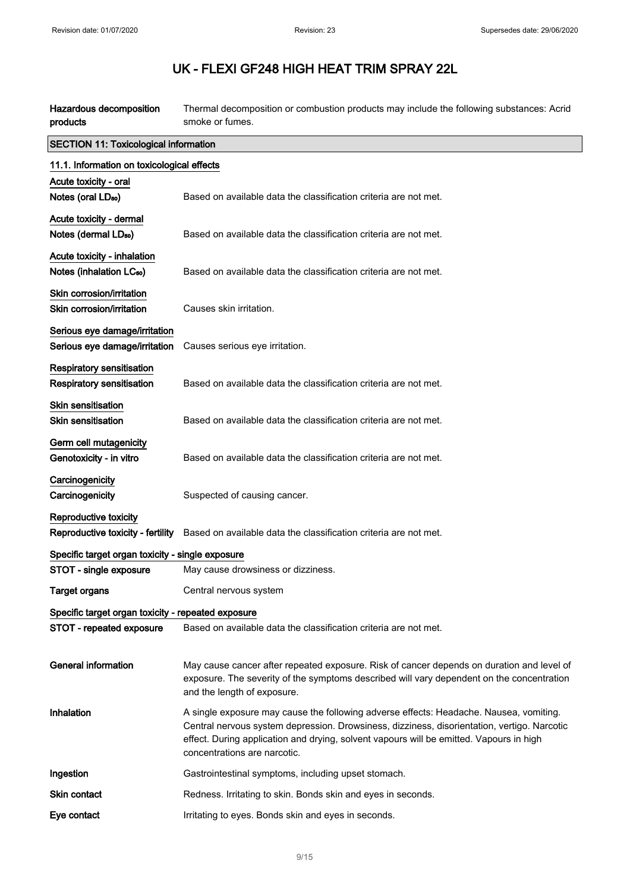| | |
|---|---|
| **Hazardous decomposition products** | Thermal decomposition or combustion products may include the following substances: Acrid smoke or fumes. |

## SECTION 11: Toxicological information

### 11.1. Information on toxicological effects

**Acute toxicity - oral**

| | |
|---|---|
| **Notes (oral $LD_{50}$)** | Based on available data the classification criteria are not met. |

**Acute toxicity - dermal**

| | |
|---|---|
| **Notes (dermal $LD_{50}$)** | Based on available data the classification criteria are not met. |

**Acute toxicity - inhalation**

| | |
|---|---|
| **Notes (inhalation $LC_{50}$)** | Based on available data the classification criteria are not met. |

**Skin corrosion/irritation**

| | |
|---|---|
| **Skin corrosion/irritation** | Causes skin irritation. |

**Serious eye damage/irritation**

| | |
|---|---|
| **Serious eye damage/irritation** | Causes serious eye irritation. |

**Respiratory sensitisation**

| | |
|---|---|
| **Respiratory sensitisation** | Based on available data the classification criteria are not met. |

**Skin sensitisation**

| | |
|---|---|
| **Skin sensitisation** | Based on available data the classification criteria are not met. |

**Germ cell mutagenicity**

| | |
|---|---|
| **Genotoxicity - in vitro** | Based on available data the classification criteria are not met. |

**Carcinogenicity**

| | |
|---|---|
| **Carcinogenicity** | Suspected of causing cancer. |

**Reproductive toxicity**

| | |
|---|---|
| **Reproductive toxicity - fertility** | Based on available data the classification criteria are not met. |

**Specific target organ toxicity - single exposure**

| | |
|---|---|
| **STOT - single exposure** | May cause drowsiness or dizziness. |
| **Target organs** | Central nervous system |

**Specific target organ toxicity - repeated exposure**

| | |
|---|---|
| **STOT - repeated exposure** | Based on available data the classification criteria are not met. |

| | |
|---|---|
| **General information** | May cause cancer after repeated exposure. Risk of cancer depends on duration and level of exposure. The severity of the symptoms described will vary dependent on the concentration and the length of exposure. |
| **Inhalation** | A single exposure may cause the following adverse effects: Headache. Nausea, vomiting. Central nervous system depression. Drowsiness, dizziness, disorientation, vertigo. Narcotic effect. During application and drying, solvent vapours will be emitted. Vapours in high concentrations are narcotic. |
| **Ingestion** | Gastrointestinal symptoms, including upset stomach. |
| **Skin contact** | Redness. Irritating to skin. Bonds skin and eyes in seconds. |
| **Eye contact** | Irritating to eyes. Bonds skin and eyes in seconds. |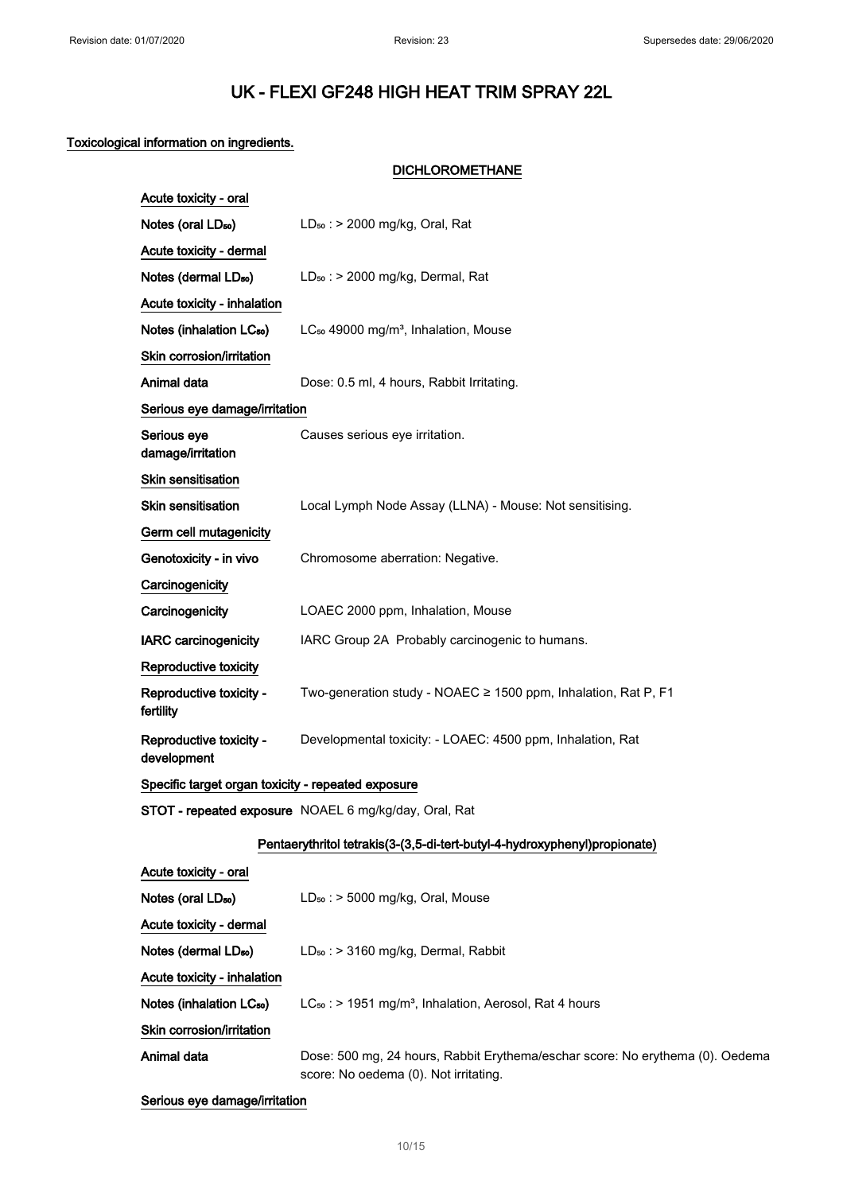# UK - FLEXI GF248 HIGH HEAT TRIM SPRAY 22L

**Toxicological information on ingredients.**

### DICHLOROMETHANE

**Acute toxicity - oral**

| | |
|---|---|
| **Notes (oral $LD_{50}$)** | $LD_{50}$ : > 2000 mg/kg, Oral, Rat |

**Acute toxicity - dermal**

| | |
|---|---|
| **Notes (dermal $LD_{50}$)** | $LD_{50}$ : > 2000 mg/kg, Dermal, Rat |

**Acute toxicity - inhalation**

| | |
|---|---|
| **Notes (inhalation $LC_{50}$)** | $LC_{50}$ 49000 mg/m³, Inhalation, Mouse |

**Skin corrosion/irritation**

| | |
|---|---|
| **Animal data** | Dose: 0.5 ml, 4 hours, Rabbit Irritating. |

**Serious eye damage/irritation**

| | |
|---|---|
| **Serious eye damage/irritation** | Causes serious eye irritation. |

**Skin sensitisation**

| | |
|---|---|
| **Skin sensitisation** | Local Lymph Node Assay (LLNA) - Mouse: Not sensitising. |

**Germ cell mutagenicity**

| | |
|---|---|
| **Genotoxicity - in vivo** | Chromosome aberration: Negative. |

**Carcinogenicity**

| | |
|---|---|
| **Carcinogenicity** | LOAEC 2000 ppm, Inhalation, Mouse |
| **IARC carcinogenicity** | IARC Group 2A Probably carcinogenic to humans. |

**Reproductive toxicity**

| | |
|---|---|
| **Reproductive toxicity - fertility** | Two-generation study - NOAEC ≥ 1500 ppm, Inhalation, Rat P, F1 |
| **Reproductive toxicity - development** | Developmental toxicity: - LOAEC: 4500 ppm, Inhalation, Rat |

**Specific target organ toxicity - repeated exposure**

| | |
|---|---|
| **STOT - repeated exposure** | NOAEL 6 mg/kg/day, Oral, Rat |

### Pentaerythritol tetrakis(3-(3,5-di-tert-butyl-4-hydroxyphenyl)propionate)

**Acute toxicity - oral**

| | |
|---|---|
| **Notes (oral $LD_{50}$)** | $LD_{50}$ : > 5000 mg/kg, Oral, Mouse |

**Acute toxicity - dermal**

| | |
|---|---|
| **Notes (dermal $LD_{50}$)** | $LD_{50}$ : > 3160 mg/kg, Dermal, Rabbit |

**Acute toxicity - inhalation**

| | |
|---|---|
| **Notes (inhalation $LC_{50}$)** | $LC_{50}$ : > 1951 mg/m³, Inhalation, Aerosol, Rat 4 hours |

**Skin corrosion/irritation**

| | |
|---|---|
| **Animal data** | Dose: 500 mg, 24 hours, Rabbit Erythema/eschar score: No erythema (0). Oedema score: No oedema (0). Not irritating. |

**Serious eye damage/irritation**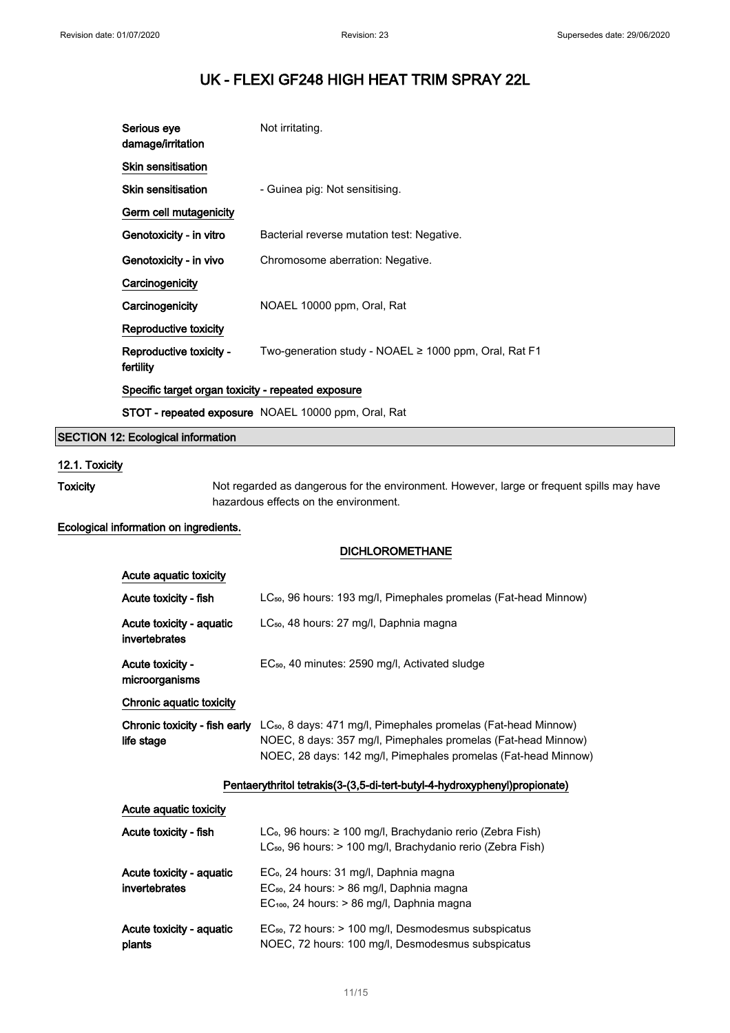# UK - FLEXI GF248 HIGH HEAT TRIM SPRAY 22L

| | |
|---|---|
| Serious eye damage/irritation | Not irritating. |

**Skin sensitisation**

| | |
|---|---|
| Skin sensitisation | - Guinea pig: Not sensitising. |

**Germ cell mutagenicity**

| | |
|---|---|
| Genotoxicity - in vitro | Bacterial reverse mutation test: Negative. |
| Genotoxicity - in vivo | Chromosome aberration: Negative. |

**Carcinogenicity**

| | |
|---|---|
| Carcinogenicity | NOAEL 10000 ppm, Oral, Rat |

**Reproductive toxicity**

| | |
|---|---|
| Reproductive toxicity - fertility | Two-generation study - NOAEL ≥ 1000 ppm, Oral, Rat F1 |

**Specific target organ toxicity - repeated exposure**

| | |
|---|---|
| STOT - repeated exposure | NOAEL 10000 ppm, Oral, Rat |

## SECTION 12: Ecological information

### 12.1. Toxicity

**Toxicity** Not regarded as dangerous for the environment. However, large or frequent spills may have hazardous effects on the environment.

**Ecological information on ingredients.**

### DICHLOROMETHANE

**Acute aquatic toxicity**

| | |
|---|---|
| Acute toxicity - fish | $LC_{50}$, 96 hours: 193 mg/l, Pimephales promelas (Fat-head Minnow) |
| Acute toxicity - aquatic invertebrates | $LC_{50}$, 48 hours: 27 mg/l, Daphnia magna |
| Acute toxicity - microorganisms | $EC_{50}$, 40 minutes: 2590 mg/l, Activated sludge |

**Chronic aquatic toxicity**

| | |
|---|---|
| Chronic toxicity - fish early life stage | $LC_{50}$, 8 days: 471 mg/l, Pimephales promelas (Fat-head Minnow)<br>NOEC, 8 days: 357 mg/l, Pimephales promelas (Fat-head Minnow)<br>NOEC, 28 days: 142 mg/l, Pimephales promelas (Fat-head Minnow) |

### Pentaerythritol tetrakis(3-(3,5-di-tert-butyl-4-hydroxyphenyl)propionate)

**Acute aquatic toxicity**

| | |
|---|---|
| Acute toxicity - fish | $LC_0$, 96 hours: ≥ 100 mg/l, Brachydanio rerio (Zebra Fish)<br>$LC_{50}$, 96 hours: > 100 mg/l, Brachydanio rerio (Zebra Fish) |
| Acute toxicity - aquatic invertebrates | $EC_0$, 24 hours: 31 mg/l, Daphnia magna<br>$EC_{50}$, 24 hours: > 86 mg/l, Daphnia magna<br>$EC_{100}$, 24 hours: > 86 mg/l, Daphnia magna |
| Acute toxicity - aquatic plants | $EC_{50}$, 72 hours: > 100 mg/l, Desmodesmus subspicatus<br>NOEC, 72 hours: 100 mg/l, Desmodesmus subspicatus |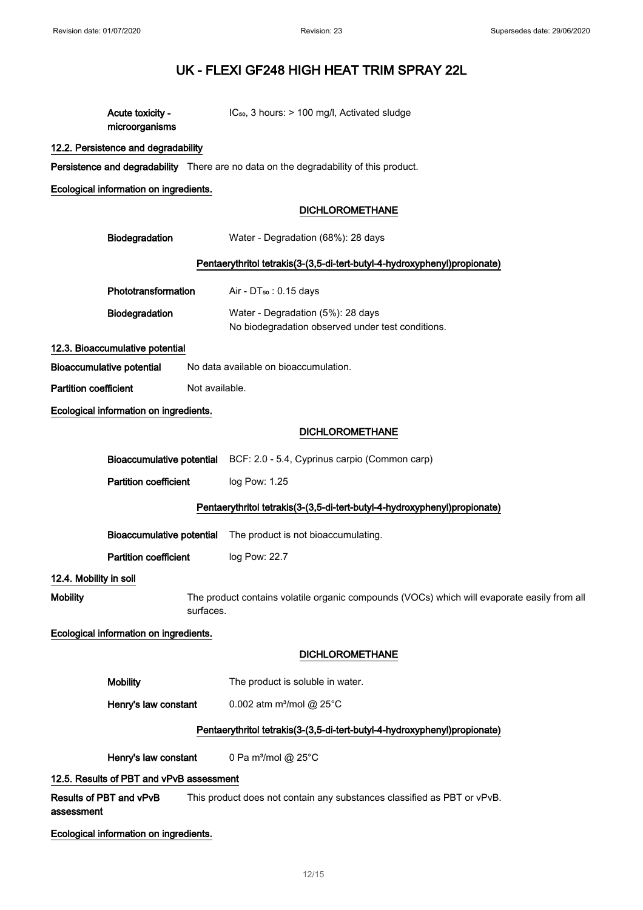**Acute toxicity - microorganisms** $IC_{50}$, 3 hours: > 100 mg/l, Activated sludge

### 12.2. Persistence and degradability

**Persistence and degradability** There are no data on the degradability of this product.

**Ecological information on ingredients.**

**DICHLOROMETHANE**

**Biodegradation** Water - Degradation (68%): 28 days

**Pentaerythritol tetrakis(3-(3,5-di-tert-butyl-4-hydroxyphenyl)propionate)**

**Phototransformation** Air - $DT_{50}$ : 0.15 days

**Biodegradation** Water - Degradation (5%): 28 days
No biodegradation observed under test conditions.

### 12.3. Bioaccumulative potential

**Bioaccumulative potential** No data available on bioaccumulation.

**Partition coefficient** Not available.

**Ecological information on ingredients.**

**DICHLOROMETHANE**

**Bioaccumulative potential** BCF: 2.0 - 5.4, Cyprinus carpio (Common carp)

**Partition coefficient** log Pow: 1.25

**Pentaerythritol tetrakis(3-(3,5-di-tert-butyl-4-hydroxyphenyl)propionate)**

**Bioaccumulative potential** The product is not bioaccumulating.

**Partition coefficient** log Pow: 22.7

### 12.4. Mobility in soil

**Mobility** The product contains volatile organic compounds (VOCs) which will evaporate easily from all surfaces.

**Ecological information on ingredients.**

**DICHLOROMETHANE**

**Mobility** The product is soluble in water.

**Henry's law constant** 0.002 atm $m^3$/mol @ 25°C

**Pentaerythritol tetrakis(3-(3,5-di-tert-butyl-4-hydroxyphenyl)propionate)**

**Henry's law constant** 0 Pa $m^3$/mol @ 25°C

### 12.5. Results of PBT and vPvB assessment

**Results of PBT and vPvB assessment** This product does not contain any substances classified as PBT or vPvB.

**Ecological information on ingredients.**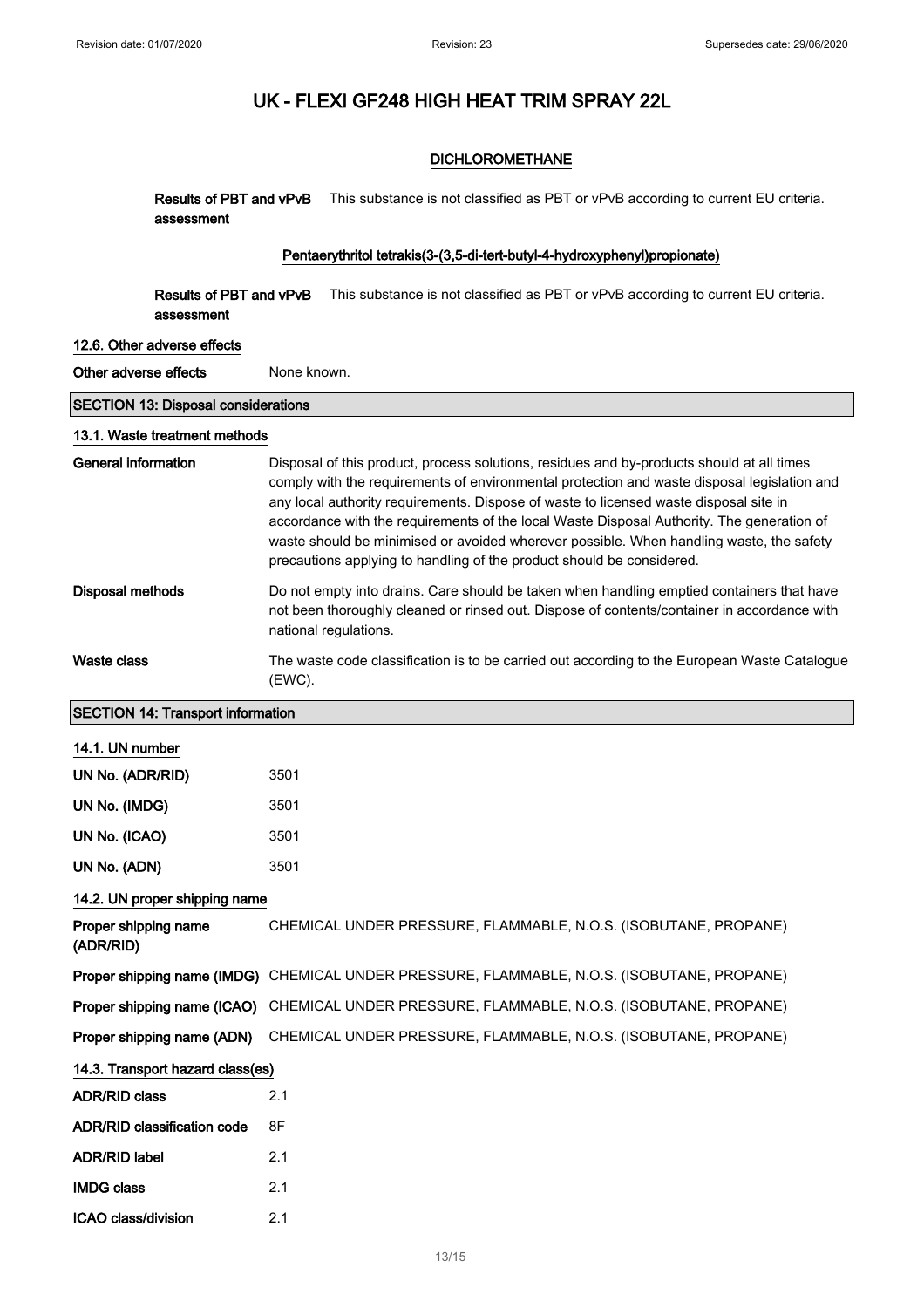#### DICHLOROMETHANE

**Results of PBT and vPvB assessment** This substance is not classified as PBT or vPvB according to current EU criteria.

#### Pentaerythritol tetrakis(3-(3,5-di-tert-butyl-4-hydroxyphenyl)propionate)

**Results of PBT and vPvB assessment** This substance is not classified as PBT or vPvB according to current EU criteria.

### 12.6. Other adverse effects

**Other adverse effects** None known.

## SECTION 13: Disposal considerations

### 13.1. Waste treatment methods

**General information** Disposal of this product, process solutions, residues and by-products should at all times comply with the requirements of environmental protection and waste disposal legislation and any local authority requirements. Dispose of waste to licensed waste disposal site in accordance with the requirements of the local Waste Disposal Authority. The generation of waste should be minimised or avoided wherever possible. When handling waste, the safety precautions applying to handling of the product should be considered.

**Disposal methods** Do not empty into drains. Care should be taken when handling emptied containers that have not been thoroughly cleaned or rinsed out. Dispose of contents/container in accordance with national regulations.

**Waste class** The waste code classification is to be carried out according to the European Waste Catalogue (EWC).

## SECTION 14: Transport information

### 14.1. UN number

**UN No. (ADR/RID)** 3501

**UN No. (IMDG)** 3501

**UN No. (ICAO)** 3501

**UN No. (ADN)** 3501

### 14.2. UN proper shipping name

**Proper shipping name (ADR/RID)** CHEMICAL UNDER PRESSURE, FLAMMABLE, N.O.S. (ISOBUTANE, PROPANE)

**Proper shipping name (IMDG)** CHEMICAL UNDER PRESSURE, FLAMMABLE, N.O.S. (ISOBUTANE, PROPANE)

**Proper shipping name (ICAO)** CHEMICAL UNDER PRESSURE, FLAMMABLE, N.O.S. (ISOBUTANE, PROPANE)

**Proper shipping name (ADN)** CHEMICAL UNDER PRESSURE, FLAMMABLE, N.O.S. (ISOBUTANE, PROPANE)

### 14.3. Transport hazard class(es)

**ADR/RID class** 2.1

**ADR/RID classification code** 8F

**ADR/RID label** 2.1

**IMDG class** 2.1

**ICAO class/division** 2.1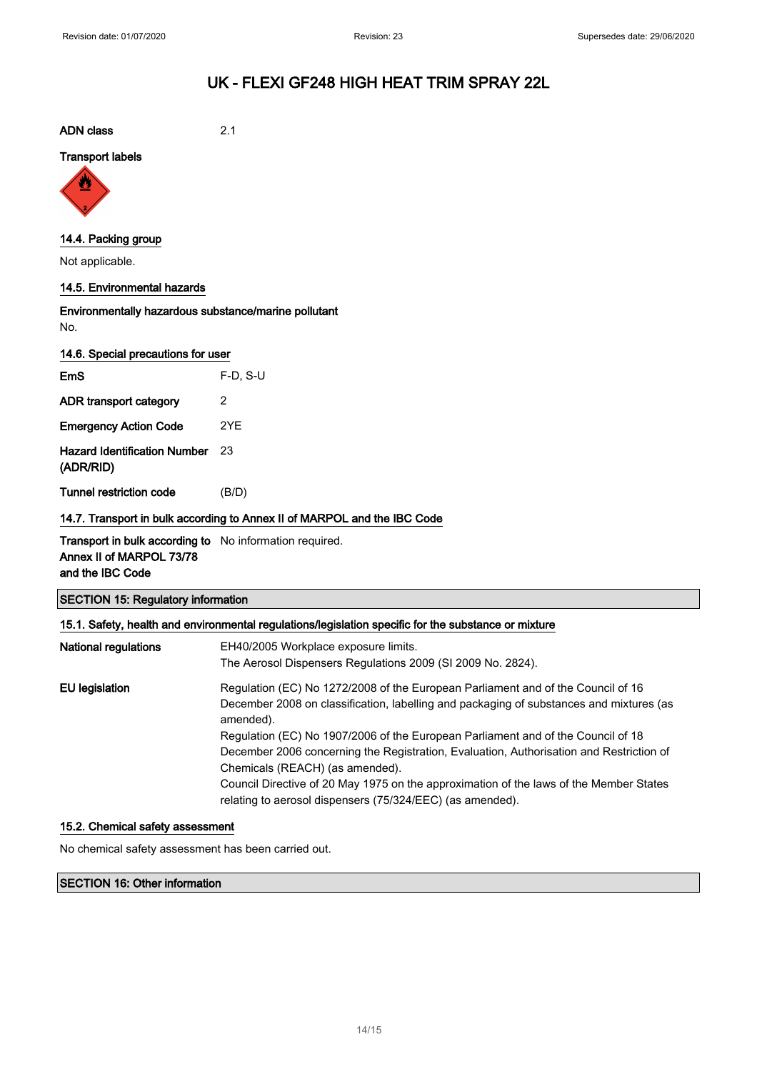# UK - FLEXI GF248 HIGH HEAT TRIM SPRAY 22L

**ADN class** 2.1

**Transport labels**

### 14.4. Packing group

Not applicable.

### 14.5. Environmental hazards

**Environmentally hazardous substance/marine pollutant**

No.

### 14.6. Special precautions for user

| | |
|---|---|
| **EmS** | F-D, S-U |
| **ADR transport category** | 2 |
| **Emergency Action Code** | 2YE |
| **Hazard Identification Number (ADR/RID)** | 23 |
| **Tunnel restriction code** | (B/D) |

### 14.7. Transport in bulk according to Annex II of MARPOL and the IBC Code

**Transport in bulk according to Annex II of MARPOL 73/78 and the IBC Code** No information required.

## SECTION 15: Regulatory information

### 15.1. Safety, health and environmental regulations/legislation specific for the substance or mixture

**National regulations**

EH40/2005 Workplace exposure limits.
The Aerosol Dispensers Regulations 2009 (SI 2009 No. 2824).

**EU legislation**

Regulation (EC) No 1272/2008 of the European Parliament and of the Council of 16 December 2008 on classification, labelling and packaging of substances and mixtures (as amended).
Regulation (EC) No 1907/2006 of the European Parliament and of the Council of 18 December 2006 concerning the Registration, Evaluation, Authorisation and Restriction of Chemicals (REACH) (as amended).
Council Directive of 20 May 1975 on the approximation of the laws of the Member States relating to aerosol dispensers (75/324/EEC) (as amended).

### 15.2. Chemical safety assessment

No chemical safety assessment has been carried out.

## SECTION 16: Other information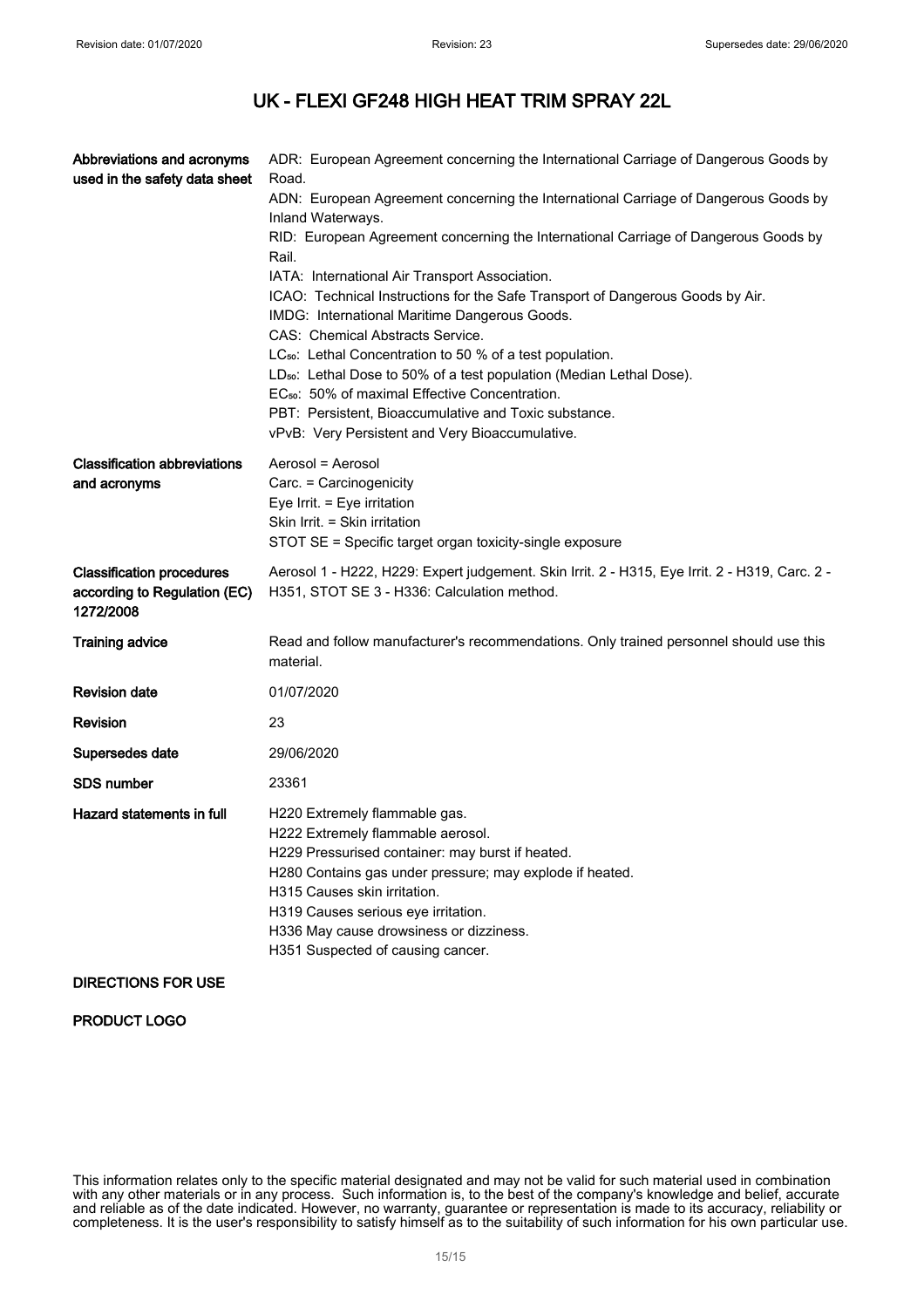# UK - FLEXI GF248 HIGH HEAT TRIM SPRAY 22L

| | |
|---|---|
| **Abbreviations and acronyms used in the safety data sheet** | ADR: European Agreement concerning the International Carriage of Dangerous Goods by Road.<br>ADN: European Agreement concerning the International Carriage of Dangerous Goods by Inland Waterways.<br>RID: European Agreement concerning the International Carriage of Dangerous Goods by Rail.<br>IATA: International Air Transport Association.<br>ICAO: Technical Instructions for the Safe Transport of Dangerous Goods by Air.<br>IMDG: International Maritime Dangerous Goods.<br>CAS: Chemical Abstracts Service.<br>$LC_{50}$: Lethal Concentration to 50 % of a test population.<br>$LD_{50}$: Lethal Dose to 50% of a test population (Median Lethal Dose).<br>$EC_{50}$: 50% of maximal Effective Concentration.<br>PBT: Persistent, Bioaccumulative and Toxic substance.<br>vPvB: Very Persistent and Very Bioaccumulative. |
| **Classification abbreviations and acronyms** | Aerosol = Aerosol<br>Carc. = Carcinogenicity<br>Eye Irrit. = Eye irritation<br>Skin Irrit. = Skin irritation<br>STOT SE = Specific target organ toxicity-single exposure |
| **Classification procedures according to Regulation (EC) 1272/2008** | Aerosol 1 - H222, H229: Expert judgement. Skin Irrit. 2 - H315, Eye Irrit. 2 - H319, Carc. 2 - H351, STOT SE 3 - H336: Calculation method. |
| **Training advice** | Read and follow manufacturer's recommendations. Only trained personnel should use this material. |
| **Revision date** | 01/07/2020 |
| **Revision** | 23 |
| **Supersedes date** | 29/06/2020 |
| **SDS number** | 23361 |
| **Hazard statements in full** | H220 Extremely flammable gas.<br>H222 Extremely flammable aerosol.<br>H229 Pressurised container: may burst if heated.<br>H280 Contains gas under pressure; may explode if heated.<br>H315 Causes skin irritation.<br>H319 Causes serious eye irritation.<br>H336 May cause drowsiness or dizziness.<br>H351 Suspected of causing cancer. |

**DIRECTIONS FOR USE**

**PRODUCT LOGO**

This information relates only to the specific material designated and may not be valid for such material used in combination with any other materials or in any process. Such information is, to the best of the company's knowledge and belief, accurate and reliable as of the date indicated. However, no warranty, guarantee or representation is made to its accuracy, reliability or completeness. It is the user's responsibility to satisfy himself as to the suitability of such information for his own particular use.